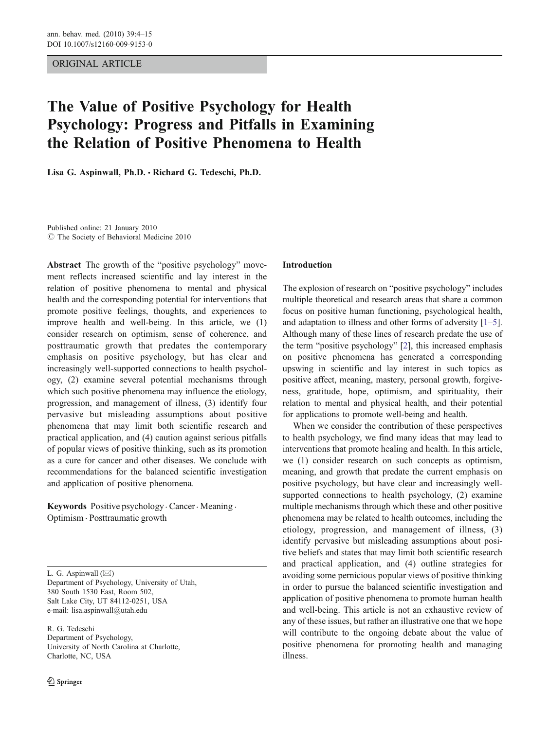ORIGINAL ARTICLE

# The Value of Positive Psychology for Health Psychology: Progress and Pitfalls in Examining the Relation of Positive Phenomena to Health

Lisa G. Aspinwall, Ph.D. · Richard G. Tedeschi, Ph.D.

Published online: 21 January 2010
© The Society of Behavioral Medicine 2010

**Abstract** The growth of the "positive psychology" movement reflects increased scientific and lay interest in the relation of positive phenomena to mental and physical health and the corresponding potential for interventions that promote positive feelings, thoughts, and experiences to improve health and well-being. In this article, we (1) consider research on optimism, sense of coherence, and posttraumatic growth that predates the contemporary emphasis on positive psychology, but has clear and increasingly well-supported connections to health psychology, (2) examine several potential mechanisms through which such positive phenomena may influence the etiology, progression, and management of illness, (3) identify four pervasive but misleading assumptions about positive phenomena that may limit both scientific research and practical application, and (4) caution against serious pitfalls of popular views of positive thinking, such as its promotion as a cure for cancer and other diseases. We conclude with recommendations for the balanced scientific investigation and application of positive phenomena.

**Keywords** Positive psychology · Cancer · Meaning · Optimism · Posttraumatic growth

L. G. Aspinwall (✉)
Department of Psychology, University of Utah,
380 South 1530 East, Room 502,
Salt Lake City, UT 84112-0251, USA
e-mail: lisa.aspinwall@utah.edu

R. G. Tedeschi
Department of Psychology,
University of North Carolina at Charlotte,
Charlotte, NC, USA

## Introduction

The explosion of research on "positive psychology" includes multiple theoretical and research areas that share a common focus on positive human functioning, psychological health, and adaptation to illness and other forms of adversity [1–5]. Although many of these lines of research predate the use of the term "positive psychology" [2], this increased emphasis on positive phenomena has generated a corresponding upswing in scientific and lay interest in such topics as positive affect, meaning, mastery, personal growth, forgiveness, gratitude, hope, optimism, and spirituality, their relation to mental and physical health, and their potential for applications to promote well-being and health.

When we consider the contribution of these perspectives to health psychology, we find many ideas that may lead to interventions that promote healing and health. In this article, we (1) consider research on such concepts as optimism, meaning, and growth that predate the current emphasis on positive psychology, but have clear and increasingly well-supported connections to health psychology, (2) examine multiple mechanisms through which these and other positive phenomena may be related to health outcomes, including the etiology, progression, and management of illness, (3) identify pervasive but misleading assumptions about positive beliefs and states that may limit both scientific research and practical application, and (4) outline strategies for avoiding some pernicious popular views of positive thinking in order to pursue the balanced scientific investigation and application of positive phenomena to promote human health and well-being. This article is not an exhaustive review of any of these issues, but rather an illustrative one that we hope will contribute to the ongoing debate about the value of positive phenomena for promoting health and managing illness.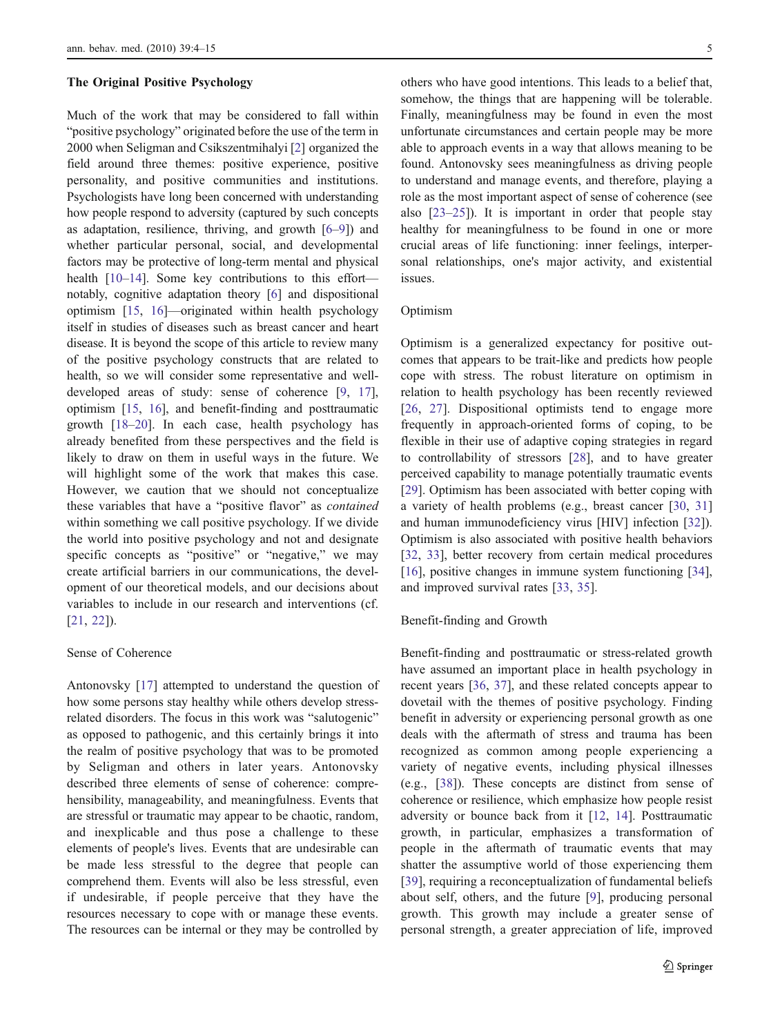### The Original Positive Psychology

Much of the work that may be considered to fall within "positive psychology" originated before the use of the term in 2000 when Seligman and Csikszentmihalyi [2] organized the field around three themes: positive experience, positive personality, and positive communities and institutions. Psychologists have long been concerned with understanding how people respond to adversity (captured by such concepts as adaptation, resilience, thriving, and growth [6–9]) and whether particular personal, social, and developmental factors may be protective of long-term mental and physical health [10–14]. Some key contributions to this effort—notably, cognitive adaptation theory [6] and dispositional optimism [15, 16]—originated within health psychology itself in studies of diseases such as breast cancer and heart disease. It is beyond the scope of this article to review many of the positive psychology constructs that are related to health, so we will consider some representative and well-developed areas of study: sense of coherence [9, 17], optimism [15, 16], and benefit-finding and posttraumatic growth [18–20]. In each case, health psychology has already benefited from these perspectives and the field is likely to draw on them in useful ways in the future. We will highlight some of the work that makes this case. However, we caution that we should not conceptualize these variables that have a "positive flavor" as *contained* within something we call positive psychology. If we divide the world into positive psychology and not and designate specific concepts as "positive" or "negative," we may create artificial barriers in our communications, the development of our theoretical models, and our decisions about variables to include in our research and interventions (cf. [21, 22]).

#### Sense of Coherence

Antonovsky [17] attempted to understand the question of how some persons stay healthy while others develop stress-related disorders. The focus in this work was "salutogenic" as opposed to pathogenic, and this certainly brings it into the realm of positive psychology that was to be promoted by Seligman and others in later years. Antonovsky described three elements of sense of coherence: comprehensibility, manageability, and meaningfulness. Events that are stressful or traumatic may appear to be chaotic, random, and inexplicable and thus pose a challenge to these elements of people's lives. Events that are undesirable can be made less stressful to the degree that people can comprehend them. Events will also be less stressful, even if undesirable, if people perceive that they have the resources necessary to cope with or manage these events. The resources can be internal or they may be controlled by others who have good intentions. This leads to a belief that, somehow, the things that are happening will be tolerable. Finally, meaningfulness may be found in even the most unfortunate circumstances and certain people may be more able to approach events in a way that allows meaning to be found. Antonovsky sees meaningfulness as driving people to understand and manage events, and therefore, playing a role as the most important aspect of sense of coherence (see also [23–25]). It is important in order that people stay healthy for meaningfulness to be found in one or more crucial areas of life functioning: inner feelings, interpersonal relationships, one's major activity, and existential issues.

#### Optimism

Optimism is a generalized expectancy for positive outcomes that appears to be trait-like and predicts how people cope with stress. The robust literature on optimism in relation to health psychology has been recently reviewed [26, 27]. Dispositional optimists tend to engage more frequently in approach-oriented forms of coping, to be flexible in their use of adaptive coping strategies in regard to controllability of stressors [28], and to have greater perceived capability to manage potentially traumatic events [29]. Optimism has been associated with better coping with a variety of health problems (e.g., breast cancer [30, 31] and human immunodeficiency virus [HIV] infection [32]). Optimism is also associated with positive health behaviors [32, 33], better recovery from certain medical procedures [16], positive changes in immune system functioning [34], and improved survival rates [33, 35].

#### Benefit-finding and Growth

Benefit-finding and posttraumatic or stress-related growth have assumed an important place in health psychology in recent years [36, 37], and these related concepts appear to dovetail with the themes of positive psychology. Finding benefit in adversity or experiencing personal growth as one deals with the aftermath of stress and trauma has been recognized as common among people experiencing a variety of negative events, including physical illnesses (e.g., [38]). These concepts are distinct from sense of coherence or resilience, which emphasize how people resist adversity or bounce back from it [12, 14]. Posttraumatic growth, in particular, emphasizes a transformation of people in the aftermath of traumatic events that may shatter the assumptive world of those experiencing them [39], requiring a reconceptualization of fundamental beliefs about self, others, and the future [9], producing personal growth. This growth may include a greater sense of personal strength, a greater appreciation of life, improved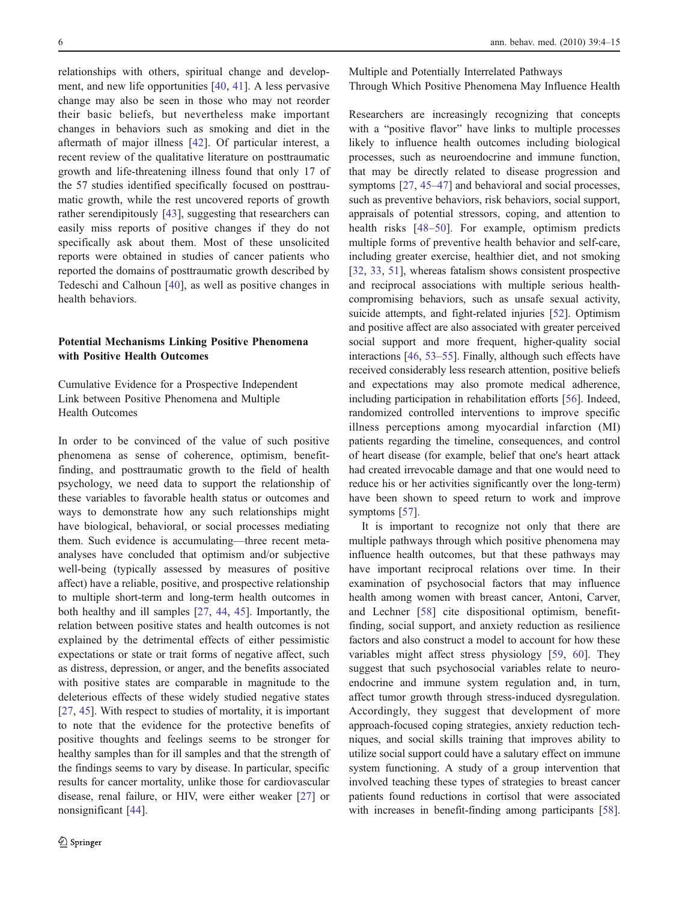relationships with others, spiritual change and development, and new life opportunities [40, 41]. A less pervasive change may also be seen in those who may not reorder their basic beliefs, but nevertheless make important changes in behaviors such as smoking and diet in the aftermath of major illness [42]. Of particular interest, a recent review of the qualitative literature on posttraumatic growth and life-threatening illness found that only 17 of the 57 studies identified specifically focused on posttraumatic growth, while the rest uncovered reports of growth rather serendipitously [43], suggesting that researchers can easily miss reports of positive changes if they do not specifically ask about them. Most of these unsolicited reports were obtained in studies of cancer patients who reported the domains of posttraumatic growth described by Tedeschi and Calhoun [40], as well as positive changes in health behaviors.

## Potential Mechanisms Linking Positive Phenomena with Positive Health Outcomes

### Cumulative Evidence for a Prospective Independent Link between Positive Phenomena and Multiple Health Outcomes

In order to be convinced of the value of such positive phenomena as sense of coherence, optimism, benefit-finding, and posttraumatic growth to the field of health psychology, we need data to support the relationship of these variables to favorable health status or outcomes and ways to demonstrate how any such relationships might have biological, behavioral, or social processes mediating them. Such evidence is accumulating—three recent meta-analyses have concluded that optimism and/or subjective well-being (typically assessed by measures of positive affect) have a reliable, positive, and prospective relationship to multiple short-term and long-term health outcomes in both healthy and ill samples [27, 44, 45]. Importantly, the relation between positive states and health outcomes is not explained by the detrimental effects of either pessimistic expectations or state or trait forms of negative affect, such as distress, depression, or anger, and the benefits associated with positive states are comparable in magnitude to the deleterious effects of these widely studied negative states [27, 45]. With respect to studies of mortality, it is important to note that the evidence for the protective benefits of positive thoughts and feelings seems to be stronger for healthy samples than for ill samples and that the strength of the findings seems to vary by disease. In particular, specific results for cancer mortality, unlike those for cardiovascular disease, renal failure, or HIV, were either weaker [27] or nonsignificant [44].

### Multiple and Potentially Interrelated Pathways Through Which Positive Phenomena May Influence Health

Researchers are increasingly recognizing that concepts with a "positive flavor" have links to multiple processes likely to influence health outcomes including biological processes, such as neuroendocrine and immune function, that may be directly related to disease progression and symptoms [27, 45–47] and behavioral and social processes, such as preventive behaviors, risk behaviors, social support, appraisals of potential stressors, coping, and attention to health risks [48–50]. For example, optimism predicts multiple forms of preventive health behavior and self-care, including greater exercise, healthier diet, and not smoking [32, 33, 51], whereas fatalism shows consistent prospective and reciprocal associations with multiple serious health-compromising behaviors, such as unsafe sexual activity, suicide attempts, and fight-related injuries [52]. Optimism and positive affect are also associated with greater perceived social support and more frequent, higher-quality social interactions [46, 53–55]. Finally, although such effects have received considerably less research attention, positive beliefs and expectations may also promote medical adherence, including participation in rehabilitation efforts [56]. Indeed, randomized controlled interventions to improve specific illness perceptions among myocardial infarction (MI) patients regarding the timeline, consequences, and control of heart disease (for example, belief that one's heart attack had created irrevocable damage and that one would need to reduce his or her activities significantly over the long-term) have been shown to speed return to work and improve symptoms [57].

It is important to recognize not only that there are multiple pathways through which positive phenomena may influence health outcomes, but that these pathways may have important reciprocal relations over time. In their examination of psychosocial factors that may influence health among women with breast cancer, Antoni, Carver, and Lechner [58] cite dispositional optimism, benefit-finding, social support, and anxiety reduction as resilience factors and also construct a model to account for how these variables might affect stress physiology [59, 60]. They suggest that such psychosocial variables relate to neuroendocrine and immune system regulation and, in turn, affect tumor growth through stress-induced dysregulation. Accordingly, they suggest that development of more approach-focused coping strategies, anxiety reduction techniques, and social skills training that improves ability to utilize social support could have a salutary effect on immune system functioning. A study of a group intervention that involved teaching these types of strategies to breast cancer patients found reductions in cortisol that were associated with increases in benefit-finding among participants [58].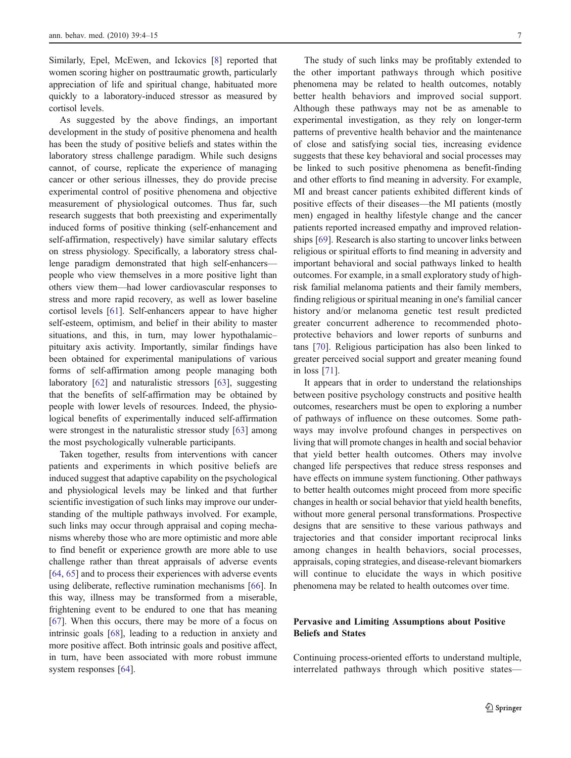Similarly, Epel, McEwen, and Ickovics [8] reported that women scoring higher on posttraumatic growth, particularly appreciation of life and spiritual change, habituated more quickly to a laboratory-induced stressor as measured by cortisol levels.

As suggested by the above findings, an important development in the study of positive phenomena and health has been the study of positive beliefs and states within the laboratory stress challenge paradigm. While such designs cannot, of course, replicate the experience of managing cancer or other serious illnesses, they do provide precise experimental control of positive phenomena and objective measurement of physiological outcomes. Thus far, such research suggests that both preexisting and experimentally induced forms of positive thinking (self-enhancement and self-affirmation, respectively) have similar salutary effects on stress physiology. Specifically, a laboratory stress challenge paradigm demonstrated that high self-enhancers—people who view themselves in a more positive light than others view them—had lower cardiovascular responses to stress and more rapid recovery, as well as lower baseline cortisol levels [61]. Self-enhancers appear to have higher self-esteem, optimism, and belief in their ability to master situations, and this, in turn, may lower hypothalamic–pituitary axis activity. Importantly, similar findings have been obtained for experimental manipulations of various forms of self-affirmation among people managing both laboratory [62] and naturalistic stressors [63], suggesting that the benefits of self-affirmation may be obtained by people with lower levels of resources. Indeed, the physiological benefits of experimentally induced self-affirmation were strongest in the naturalistic stressor study [63] among the most psychologically vulnerable participants.

Taken together, results from interventions with cancer patients and experiments in which positive beliefs are induced suggest that adaptive capability on the psychological and physiological levels may be linked and that further scientific investigation of such links may improve our understanding of the multiple pathways involved. For example, such links may occur through appraisal and coping mechanisms whereby those who are more optimistic and more able to find benefit or experience growth are more able to use challenge rather than threat appraisals of adverse events [64, 65] and to process their experiences with adverse events using deliberate, reflective rumination mechanisms [66]. In this way, illness may be transformed from a miserable, frightening event to be endured to one that has meaning [67]. When this occurs, there may be more of a focus on intrinsic goals [68], leading to a reduction in anxiety and more positive affect. Both intrinsic goals and positive affect, in turn, have been associated with more robust immune system responses [64].

The study of such links may be profitably extended to the other important pathways through which positive phenomena may be related to health outcomes, notably better health behaviors and improved social support. Although these pathways may not be as amenable to experimental investigation, as they rely on longer-term patterns of preventive health behavior and the maintenance of close and satisfying social ties, increasing evidence suggests that these key behavioral and social processes may be linked to such positive phenomena as benefit-finding and other efforts to find meaning in adversity. For example, MI and breast cancer patients exhibited different kinds of positive effects of their diseases—the MI patients (mostly men) engaged in healthy lifestyle change and the cancer patients reported increased empathy and improved relationships [69]. Research is also starting to uncover links between religious or spiritual efforts to find meaning in adversity and important behavioral and social pathways linked to health outcomes. For example, in a small exploratory study of high-risk familial melanoma patients and their family members, finding religious or spiritual meaning in one's familial cancer history and/or melanoma genetic test result predicted greater concurrent adherence to recommended photo-protective behaviors and lower reports of sunburns and tans [70]. Religious participation has also been linked to greater perceived social support and greater meaning found in loss [71].

It appears that in order to understand the relationships between positive psychology constructs and positive health outcomes, researchers must be open to exploring a number of pathways of influence on these outcomes. Some pathways may involve profound changes in perspectives on living that will promote changes in health and social behavior that yield better health outcomes. Others may involve changed life perspectives that reduce stress responses and have effects on immune system functioning. Other pathways to better health outcomes might proceed from more specific changes in health or social behavior that yield health benefits, without more general personal transformations. Prospective designs that are sensitive to these various pathways and trajectories and that consider important reciprocal links among changes in health behaviors, social processes, appraisals, coping strategies, and disease-relevant biomarkers will continue to elucidate the ways in which positive phenomena may be related to health outcomes over time.

## Pervasive and Limiting Assumptions about Positive Beliefs and States

Continuing process-oriented efforts to understand multiple, interrelated pathways through which positive states—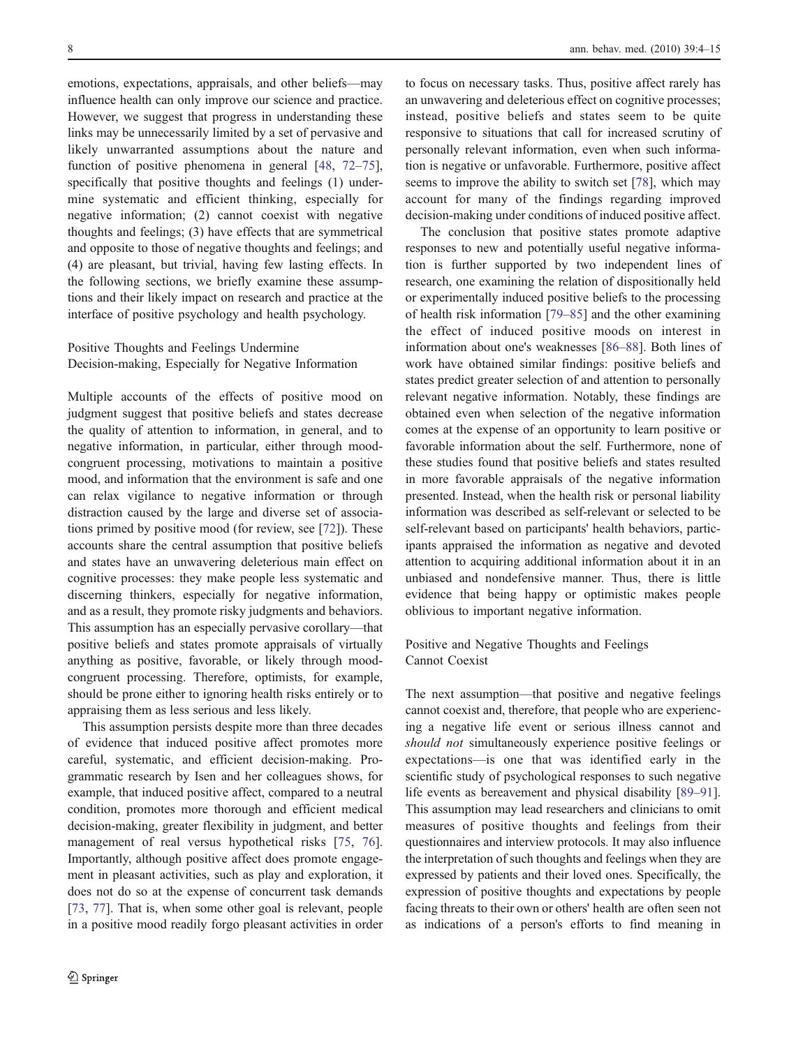emotions, expectations, appraisals, and other beliefs—may influence health can only improve our science and practice. However, we suggest that progress in understanding these links may be unnecessarily limited by a set of pervasive and likely unwarranted assumptions about the nature and function of positive phenomena in general [48, 72–75], specifically that positive thoughts and feelings (1) undermine systematic and efficient thinking, especially for negative information; (2) cannot coexist with negative thoughts and feelings; (3) have effects that are symmetrical and opposite to those of negative thoughts and feelings; and (4) are pleasant, but trivial, having few lasting effects. In the following sections, we briefly examine these assumptions and their likely impact on research and practice at the interface of positive psychology and health psychology.

## Positive Thoughts and Feelings Undermine Decision-making, Especially for Negative Information

Multiple accounts of the effects of positive mood on judgment suggest that positive beliefs and states decrease the quality of attention to information, in general, and to negative information, in particular, either through mood-congruent processing, motivations to maintain a positive mood, and information that the environment is safe and one can relax vigilance to negative information or through distraction caused by the large and diverse set of associations primed by positive mood (for review, see [72]). These accounts share the central assumption that positive beliefs and states have an unwavering deleterious main effect on cognitive processes: they make people less systematic and discerning thinkers, especially for negative information, and as a result, they promote risky judgments and behaviors. This assumption has an especially pervasive corollary—that positive beliefs and states promote appraisals of virtually anything as positive, favorable, or likely through mood-congruent processing. Therefore, optimists, for example, should be prone either to ignoring health risks entirely or to appraising them as less serious and less likely.

This assumption persists despite more than three decades of evidence that induced positive affect promotes more careful, systematic, and efficient decision-making. Programmatic research by Isen and her colleagues shows, for example, that induced positive affect, compared to a neutral condition, promotes more thorough and efficient medical decision-making, greater flexibility in judgment, and better management of real versus hypothetical risks [75, 76]. Importantly, although positive affect does promote engagement in pleasant activities, such as play and exploration, it does not do so at the expense of concurrent task demands [73, 77]. That is, when some other goal is relevant, people in a positive mood readily forgo pleasant activities in order to focus on necessary tasks. Thus, positive affect rarely has an unwavering and deleterious effect on cognitive processes; instead, positive beliefs and states seem to be quite responsive to situations that call for increased scrutiny of personally relevant information, even when such information is negative or unfavorable. Furthermore, positive affect seems to improve the ability to switch set [78], which may account for many of the findings regarding improved decision-making under conditions of induced positive affect.

The conclusion that positive states promote adaptive responses to new and potentially useful negative information is further supported by two independent lines of research, one examining the relation of dispositionally held or experimentally induced positive beliefs to the processing of health risk information [79–85] and the other examining the effect of induced positive moods on interest in information about one's weaknesses [86–88]. Both lines of work have obtained similar findings: positive beliefs and states predict greater selection of and attention to personally relevant negative information. Notably, these findings are obtained even when selection of the negative information comes at the expense of an opportunity to learn positive or favorable information about the self. Furthermore, none of these studies found that positive beliefs and states resulted in more favorable appraisals of the negative information presented. Instead, when the health risk or personal liability information was described as self-relevant or selected to be self-relevant based on participants' health behaviors, participants appraised the information as negative and devoted attention to acquiring additional information about it in an unbiased and nondefensive manner. Thus, there is little evidence that being happy or optimistic makes people oblivious to important negative information.

## Positive and Negative Thoughts and Feelings Cannot Coexist

The next assumption—that positive and negative feelings cannot coexist and, therefore, that people who are experiencing a negative life event or serious illness cannot and *should not* simultaneously experience positive feelings or expectations—is one that was identified early in the scientific study of psychological responses to such negative life events as bereavement and physical disability [89–91]. This assumption may lead researchers and clinicians to omit measures of positive thoughts and feelings from their questionnaires and interview protocols. It may also influence the interpretation of such thoughts and feelings when they are expressed by patients and their loved ones. Specifically, the expression of positive thoughts and expectations by people facing threats to their own or others' health are often seen not as indications of a person's efforts to find meaning in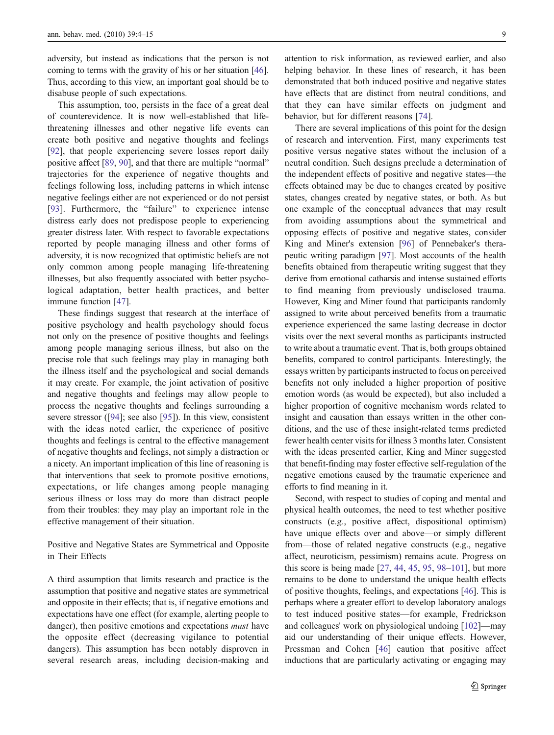adversity, but instead as indications that the person is not coming to terms with the gravity of his or her situation [46]. Thus, according to this view, an important goal should be to disabuse people of such expectations.

This assumption, too, persists in the face of a great deal of counterevidence. It is now well-established that life-threatening illnesses and other negative life events can create both positive and negative thoughts and feelings [92], that people experiencing severe losses report daily positive affect [89, 90], and that there are multiple "normal" trajectories for the experience of negative thoughts and feelings following loss, including patterns in which intense negative feelings either are not experienced or do not persist [93]. Furthermore, the "failure" to experience intense distress early does not predispose people to experiencing greater distress later. With respect to favorable expectations reported by people managing illness and other forms of adversity, it is now recognized that optimistic beliefs are not only common among people managing life-threatening illnesses, but also frequently associated with better psychological adaptation, better health practices, and better immune function [47].

These findings suggest that research at the interface of positive psychology and health psychology should focus not only on the presence of positive thoughts and feelings among people managing serious illness, but also on the precise role that such feelings may play in managing both the illness itself and the psychological and social demands it may create. For example, the joint activation of positive and negative thoughts and feelings may allow people to process the negative thoughts and feelings surrounding a severe stressor ([94]; see also [95]). In this view, consistent with the ideas noted earlier, the experience of positive thoughts and feelings is central to the effective management of negative thoughts and feelings, not simply a distraction or a nicety. An important implication of this line of reasoning is that interventions that seek to promote positive emotions, expectations, or life changes among people managing serious illness or loss may do more than distract people from their troubles: they may play an important role in the effective management of their situation.

## Positive and Negative States are Symmetrical and Opposite in Their Effects

A third assumption that limits research and practice is the assumption that positive and negative states are symmetrical and opposite in their effects; that is, if negative emotions and expectations have one effect (for example, alerting people to danger), then positive emotions and expectations *must* have the opposite effect (decreasing vigilance to potential dangers). This assumption has been notably disproven in several research areas, including decision-making and attention to risk information, as reviewed earlier, and also helping behavior. In these lines of research, it has been demonstrated that both induced positive and negative states have effects that are distinct from neutral conditions, and that they can have similar effects on judgment and behavior, but for different reasons [74].

There are several implications of this point for the design of research and intervention. First, many experiments test positive versus negative states without the inclusion of a neutral condition. Such designs preclude a determination of the independent effects of positive and negative states—the effects obtained may be due to changes created by positive states, changes created by negative states, or both. As but one example of the conceptual advances that may result from avoiding assumptions about the symmetrical and opposing effects of positive and negative states, consider King and Miner's extension [96] of Pennebaker's therapeutic writing paradigm [97]. Most accounts of the health benefits obtained from therapeutic writing suggest that they derive from emotional catharsis and intense sustained efforts to find meaning from previously undisclosed trauma. However, King and Miner found that participants randomly assigned to write about perceived benefits from a traumatic experience experienced the same lasting decrease in doctor visits over the next several months as participants instructed to write about a traumatic event. That is, both groups obtained benefits, compared to control participants. Interestingly, the essays written by participants instructed to focus on perceived benefits not only included a higher proportion of positive emotion words (as would be expected), but also included a higher proportion of cognitive mechanism words related to insight and causation than essays written in the other conditions, and the use of these insight-related terms predicted fewer health center visits for illness 3 months later. Consistent with the ideas presented earlier, King and Miner suggested that benefit-finding may foster effective self-regulation of the negative emotions caused by the traumatic experience and efforts to find meaning in it.

Second, with respect to studies of coping and mental and physical health outcomes, the need to test whether positive constructs (e.g., positive affect, dispositional optimism) have unique effects over and above—or simply different from—those of related negative constructs (e.g., negative affect, neuroticism, pessimism) remains acute. Progress on this score is being made [27, 44, 45, 95, 98–101], but more remains to be done to understand the unique health effects of positive thoughts, feelings, and expectations [46]. This is perhaps where a greater effort to develop laboratory analogs to test induced positive states—for example, Fredrickson and colleagues' work on physiological undoing [102]—may aid our understanding of their unique effects. However, Pressman and Cohen [46] caution that positive affect inductions that are particularly activating or engaging may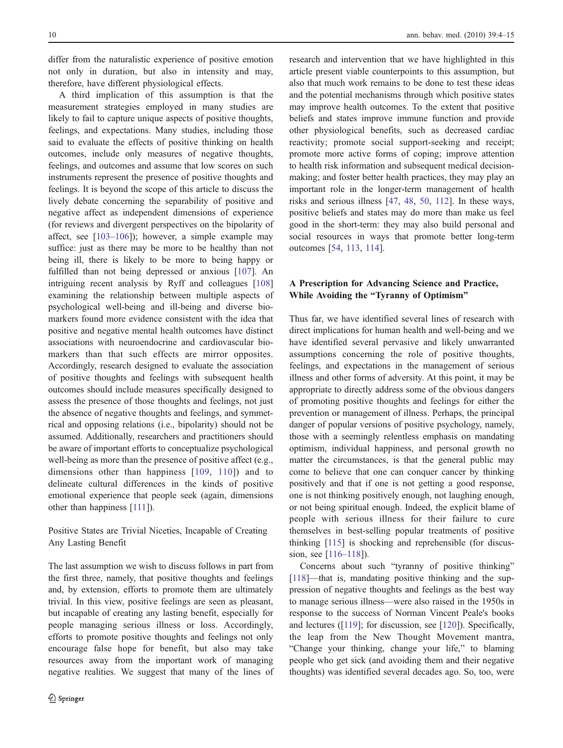differ from the naturalistic experience of positive emotion not only in duration, but also in intensity and may, therefore, have different physiological effects.

A third implication of this assumption is that the measurement strategies employed in many studies are likely to fail to capture unique aspects of positive thoughts, feelings, and expectations. Many studies, including those said to evaluate the effects of positive thinking on health outcomes, include only measures of negative thoughts, feelings, and outcomes and assume that low scores on such instruments represent the presence of positive thoughts and feelings. It is beyond the scope of this article to discuss the lively debate concerning the separability of positive and negative affect as independent dimensions of experience (for reviews and divergent perspectives on the bipolarity of affect, see [103–106]); however, a simple example may suffice: just as there may be more to be healthy than not being ill, there is likely to be more to being happy or fulfilled than not being depressed or anxious [107]. An intriguing recent analysis by Ryff and colleagues [108] examining the relationship between multiple aspects of psychological well-being and ill-being and diverse biomarkers found more evidence consistent with the idea that positive and negative mental health outcomes have distinct associations with neuroendocrine and cardiovascular biomarkers than that such effects are mirror opposites. Accordingly, research designed to evaluate the association of positive thoughts and feelings with subsequent health outcomes should include measures specifically designed to assess the presence of those thoughts and feelings, not just the absence of negative thoughts and feelings, and symmetrical and opposing relations (i.e., bipolarity) should not be assumed. Additionally, researchers and practitioners should be aware of important efforts to conceptualize psychological well-being as more than the presence of positive affect (e.g., dimensions other than happiness [109, 110]) and to delineate cultural differences in the kinds of positive emotional experience that people seek (again, dimensions other than happiness [111]).

### Positive States are Trivial Niceties, Incapable of Creating Any Lasting Benefit

The last assumption we wish to discuss follows in part from the first three, namely, that positive thoughts and feelings and, by extension, efforts to promote them are ultimately trivial. In this view, positive feelings are seen as pleasant, but incapable of creating any lasting benefit, especially for people managing serious illness or loss. Accordingly, efforts to promote positive thoughts and feelings not only encourage false hope for benefit, but also may take resources away from the important work of managing negative realities. We suggest that many of the lines of research and intervention that we have highlighted in this article present viable counterpoints to this assumption, but also that much work remains to be done to test these ideas and the potential mechanisms through which positive states may improve health outcomes. To the extent that positive beliefs and states improve immune function and provide other physiological benefits, such as decreased cardiac reactivity; promote social support-seeking and receipt; promote more active forms of coping; improve attention to health risk information and subsequent medical decision-making; and foster better health practices, they may play an important role in the longer-term management of health risks and serious illness [47, 48, 50, 112]. In these ways, positive beliefs and states may do more than make us feel good in the short-term: they may also build personal and social resources in ways that promote better long-term outcomes [54, 113, 114].

## A Prescription for Advancing Science and Practice, While Avoiding the "Tyranny of Optimism"

Thus far, we have identified several lines of research with direct implications for human health and well-being and we have identified several pervasive and likely unwarranted assumptions concerning the role of positive thoughts, feelings, and expectations in the management of serious illness and other forms of adversity. At this point, it may be appropriate to directly address some of the obvious dangers of promoting positive thoughts and feelings for either the prevention or management of illness. Perhaps, the principal danger of popular versions of positive psychology, namely, those with a seemingly relentless emphasis on mandating optimism, individual happiness, and personal growth no matter the circumstances, is that the general public may come to believe that one can conquer cancer by thinking positively and that if one is not getting a good response, one is not thinking positively enough, not laughing enough, or not being spiritual enough. Indeed, the explicit blame of people with serious illness for their failure to cure themselves in best-selling popular treatments of positive thinking [115] is shocking and reprehensible (for discussion, see [116–118]).

Concerns about such "tyranny of positive thinking" [118]—that is, mandating positive thinking and the suppression of negative thoughts and feelings as the best way to manage serious illness—were also raised in the 1950s in response to the success of Norman Vincent Peale's books and lectures ([119]; for discussion, see [120]). Specifically, the leap from the New Thought Movement mantra, "Change your thinking, change your life," to blaming people who get sick (and avoiding them and their negative thoughts) was identified several decades ago. So, too, were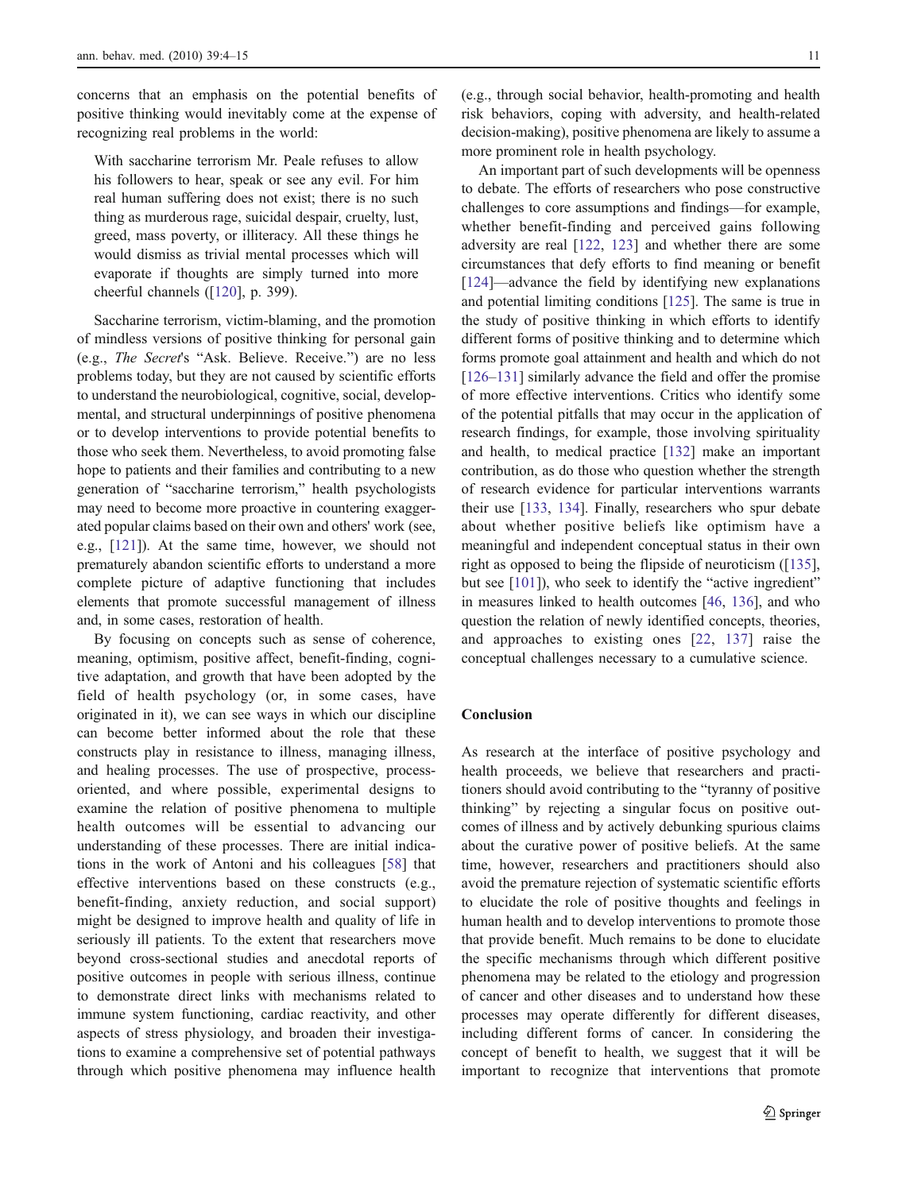concerns that an emphasis on the potential benefits of positive thinking would inevitably come at the expense of recognizing real problems in the world:

> With saccharine terrorism Mr. Peale refuses to allow his followers to hear, speak or see any evil. For him real human suffering does not exist; there is no such thing as murderous rage, suicidal despair, cruelty, lust, greed, mass poverty, or illiteracy. All these things he would dismiss as trivial mental processes which will evaporate if thoughts are simply turned into more cheerful channels ([120], p. 399).

Saccharine terrorism, victim-blaming, and the promotion of mindless versions of positive thinking for personal gain (e.g., *The Secret*'s "Ask. Believe. Receive.") are no less problems today, but they are not caused by scientific efforts to understand the neurobiological, cognitive, social, developmental, and structural underpinnings of positive phenomena or to develop interventions to provide potential benefits to those who seek them. Nevertheless, to avoid promoting false hope to patients and their families and contributing to a new generation of "saccharine terrorism," health psychologists may need to become more proactive in countering exaggerated popular claims based on their own and others' work (see, e.g., [121]). At the same time, however, we should not prematurely abandon scientific efforts to understand a more complete picture of adaptive functioning that includes elements that promote successful management of illness and, in some cases, restoration of health.

By focusing on concepts such as sense of coherence, meaning, optimism, positive affect, benefit-finding, cognitive adaptation, and growth that have been adopted by the field of health psychology (or, in some cases, have originated in it), we can see ways in which our discipline can become better informed about the role that these constructs play in resistance to illness, managing illness, and healing processes. The use of prospective, process-oriented, and where possible, experimental designs to examine the relation of positive phenomena to multiple health outcomes will be essential to advancing our understanding of these processes. There are initial indications in the work of Antoni and his colleagues [58] that effective interventions based on these constructs (e.g., benefit-finding, anxiety reduction, and social support) might be designed to improve health and quality of life in seriously ill patients. To the extent that researchers move beyond cross-sectional studies and anecdotal reports of positive outcomes in people with serious illness, continue to demonstrate direct links with mechanisms related to immune system functioning, cardiac reactivity, and other aspects of stress physiology, and broaden their investigations to examine a comprehensive set of potential pathways through which positive phenomena may influence health (e.g., through social behavior, health-promoting and health risk behaviors, coping with adversity, and health-related decision-making), positive phenomena are likely to assume a more prominent role in health psychology.

An important part of such developments will be openness to debate. The efforts of researchers who pose constructive challenges to core assumptions and findings—for example, whether benefit-finding and perceived gains following adversity are real [122, 123] and whether there are some circumstances that defy efforts to find meaning or benefit [124]—advance the field by identifying new explanations and potential limiting conditions [125]. The same is true in the study of positive thinking in which efforts to identify different forms of positive thinking and to determine which forms promote goal attainment and health and which do not [126–131] similarly advance the field and offer the promise of more effective interventions. Critics who identify some of the potential pitfalls that may occur in the application of research findings, for example, those involving spirituality and health, to medical practice [132] make an important contribution, as do those who question whether the strength of research evidence for particular interventions warrants their use [133, 134]. Finally, researchers who spur debate about whether positive beliefs like optimism have a meaningful and independent conceptual status in their own right as opposed to being the flipside of neuroticism ([135], but see [101]), who seek to identify the "active ingredient" in measures linked to health outcomes [46, 136], and who question the relation of newly identified concepts, theories, and approaches to existing ones [22, 137] raise the conceptual challenges necessary to a cumulative science.

## Conclusion

As research at the interface of positive psychology and health proceeds, we believe that researchers and practitioners should avoid contributing to the "tyranny of positive thinking" by rejecting a singular focus on positive outcomes of illness and by actively debunking spurious claims about the curative power of positive beliefs. At the same time, however, researchers and practitioners should also avoid the premature rejection of systematic scientific efforts to elucidate the role of positive thoughts and feelings in human health and to develop interventions to promote those that provide benefit. Much remains to be done to elucidate the specific mechanisms through which different positive phenomena may be related to the etiology and progression of cancer and other diseases and to understand how these processes may operate differently for different diseases, including different forms of cancer. In considering the concept of benefit to health, we suggest that it will be important to recognize that interventions that promote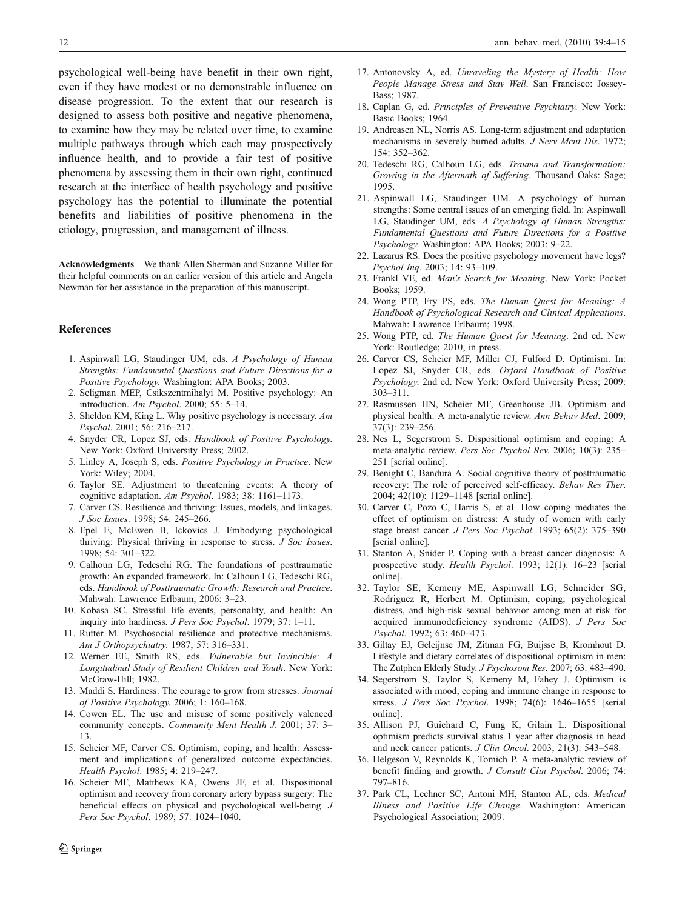psychological well-being have benefit in their own right, even if they have modest or no demonstrable influence on disease progression. To the extent that our research is designed to assess both positive and negative phenomena, to examine how they may be related over time, to examine multiple pathways through which each may prospectively influence health, and to provide a fair test of positive phenomena by assessing them in their own right, continued research at the interface of health psychology and positive psychology has the potential to illuminate the potential benefits and liabilities of positive phenomena in the etiology, progression, and management of illness.

**Acknowledgments** We thank Allen Sherman and Suzanne Miller for their helpful comments on an earlier version of this article and Angela Newman for her assistance in the preparation of this manuscript.

## References

1. Aspinwall LG, Staudinger UM, eds. *A Psychology of Human Strengths: Fundamental Questions and Future Directions for a Positive Psychology*. Washington: APA Books; 2003.
2. Seligman MEP, Csikszentmihalyi M. Positive psychology: An introduction. *Am Psychol*. 2000; 55: 5–14.
3. Sheldon KM, King L. Why positive psychology is necessary. *Am Psychol*. 2001; 56: 216–217.
4. Snyder CR, Lopez SJ, eds. *Handbook of Positive Psychology*. New York: Oxford University Press; 2002.
5. Linley A, Joseph S, eds. *Positive Psychology in Practice*. New York: Wiley; 2004.
6. Taylor SE. Adjustment to threatening events: A theory of cognitive adaptation. *Am Psychol*. 1983; 38: 1161–1173.
7. Carver CS. Resilience and thriving: Issues, models, and linkages. *J Soc Issues*. 1998; 54: 245–266.
8. Epel E, McEwen B, Ickovics J. Embodying psychological thriving: Physical thriving in response to stress. *J Soc Issues*. 1998; 54: 301–322.
9. Calhoun LG, Tedeschi RG. The foundations of posttraumatic growth: An expanded framework. In: Calhoun LG, Tedeschi RG, eds. *Handbook of Posttraumatic Growth: Research and Practice*. Mahwah: Lawrence Erlbaum; 2006: 3–23.
10. Kobasa SC. Stressful life events, personality, and health: An inquiry into hardiness. *J Pers Soc Psychol*. 1979; 37: 1–11.
11. Rutter M. Psychosocial resilience and protective mechanisms. *Am J Orthopsychiatry*. 1987; 57: 316–331.
12. Werner EE, Smith RS, eds. *Vulnerable but Invincible: A Longitudinal Study of Resilient Children and Youth*. New York: McGraw-Hill; 1982.
13. Maddi S. Hardiness: The courage to grow from stresses. *Journal of Positive Psychology*. 2006; 1: 160–168.
14. Cowen EL. The use and misuse of some positively valenced community concepts. *Community Ment Health J*. 2001; 37: 3–13.
15. Scheier MF, Carver CS. Optimism, coping, and health: Assessment and implications of generalized outcome expectancies. *Health Psychol*. 1985; 4: 219–247.
16. Scheier MF, Matthews KA, Owens JF, et al. Dispositional optimism and recovery from coronary artery bypass surgery: The beneficial effects on physical and psychological well-being. *J Pers Soc Psychol*. 1989; 57: 1024–1040.
17. Antonovsky A, ed. *Unraveling the Mystery of Health: How People Manage Stress and Stay Well*. San Francisco: Jossey-Bass; 1987.
18. Caplan G, ed. *Principles of Preventive Psychiatry*. New York: Basic Books; 1964.
19. Andreasen NL, Norris AS. Long-term adjustment and adaptation mechanisms in severely burned adults. *J Nerv Ment Dis*. 1972; 154: 352–362.
20. Tedeschi RG, Calhoun LG, eds. *Trauma and Transformation: Growing in the Aftermath of Suffering*. Thousand Oaks: Sage; 1995.
21. Aspinwall LG, Staudinger UM. A psychology of human strengths: Some central issues of an emerging field. In: Aspinwall LG, Staudinger UM, eds. *A Psychology of Human Strengths: Fundamental Questions and Future Directions for a Positive Psychology*. Washington: APA Books; 2003: 9–22.
22. Lazarus RS. Does the positive psychology movement have legs? *Psychol Inq*. 2003; 14: 93–109.
23. Frankl VE, ed. *Man's Search for Meaning*. New York: Pocket Books; 1959.
24. Wong PTP, Fry PS, eds. *The Human Quest for Meaning: A Handbook of Psychological Research and Clinical Applications*. Mahwah: Lawrence Erlbaum; 1998.
25. Wong PTP, ed. *The Human Quest for Meaning*. 2nd ed. New York: Routledge; 2010, in press.
26. Carver CS, Scheier MF, Miller CJ, Fulford D. Optimism. In: Lopez SJ, Snyder CR, eds. *Oxford Handbook of Positive Psychology*. 2nd ed. New York: Oxford University Press; 2009: 303–311.
27. Rasmussen HN, Scheier MF, Greenhouse JB. Optimism and physical health: A meta-analytic review. *Ann Behav Med*. 2009; 37(3): 239–256.
28. Nes L, Segerstrom S. Dispositional optimism and coping: A meta-analytic review. *Pers Soc Psychol Rev*. 2006; 10(3): 235–251 [serial online].
29. Benight C, Bandura A. Social cognitive theory of posttraumatic recovery: The role of perceived self-efficacy. *Behav Res Ther*. 2004; 42(10): 1129–1148 [serial online].
30. Carver C, Pozo C, Harris S, et al. How coping mediates the effect of optimism on distress: A study of women with early stage breast cancer. *J Pers Soc Psychol*. 1993; 65(2): 375–390 [serial online].
31. Stanton A, Snider P. Coping with a breast cancer diagnosis: A prospective study. *Health Psychol*. 1993; 12(1): 16–23 [serial online].
32. Taylor SE, Kemeny ME, Aspinwall LG, Schneider SG, Rodriguez R, Herbert M. Optimism, coping, psychological distress, and high-risk sexual behavior among men at risk for acquired immunodeficiency syndrome (AIDS). *J Pers Soc Psychol*. 1992; 63: 460–473.
33. Giltay EJ, Geleijnse JM, Zitman FG, Buijsse B, Kromhout D. Lifestyle and dietary correlates of dispositional optimism in men: The Zutphen Elderly Study. *J Psychosom Res*. 2007; 63: 483–490.
34. Segerstrom S, Taylor S, Kemeny M, Fahey J. Optimism is associated with mood, coping and immune change in response to stress. *J Pers Soc Psychol*. 1998; 74(6): 1646–1655 [serial online].
35. Allison PJ, Guichard C, Fung K, Gilain L. Dispositional optimism predicts survival status 1 year after diagnosis in head and neck cancer patients. *J Clin Oncol*. 2003; 21(3): 543–548.
36. Helgeson V, Reynolds K, Tomich P. A meta-analytic review of benefit finding and growth. *J Consult Clin Psychol*. 2006; 74: 797–816.
37. Park CL, Lechner SC, Antoni MH, Stanton AL, eds. *Medical Illness and Positive Life Change*. Washington: American Psychological Association; 2009.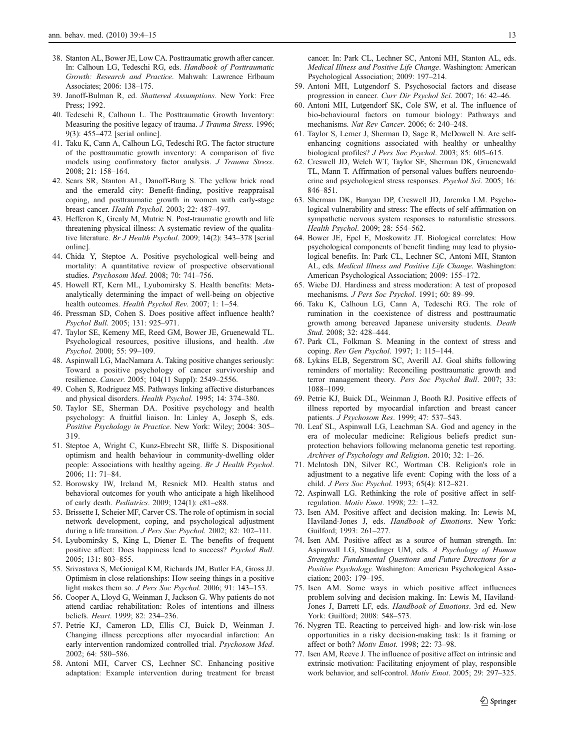38. Stanton AL, Bower JE, Low CA. Posttraumatic growth after cancer. In: Calhoun LG, Tedeschi RG, eds. *Handbook of Posttraumatic Growth: Research and Practice*. Mahwah: Lawrence Erlbaum Associates; 2006: 138–175.
39. Janoff-Bulman R, ed. *Shattered Assumptions*. New York: Free Press; 1992.
40. Tedeschi R, Calhoun L. The Posttraumatic Growth Inventory: Measuring the positive legacy of trauma. *J Trauma Stress*. 1996; 9(3): 455–472 [serial online].
41. Taku K, Cann A, Calhoun LG, Tedeschi RG. The factor structure of the posttraumatic growth inventory: A comparison of five models using confirmatory factor analysis. *J Trauma Stress*. 2008; 21: 158–164.
42. Sears SR, Stanton AL, Danoff-Burg S. The yellow brick road and the emerald city: Benefit-finding, positive reappraisal coping, and posttraumatic growth in women with early-stage breast cancer. *Health Psychol*. 2003; 22: 487–497.
43. Hefferon K, Grealy M, Mutrie N. Post-traumatic growth and life threatening physical illness: A systematic review of the qualitative literature. *Br J Health Psychol*. 2009; 14(2): 343–378 [serial online].
44. Chida Y, Steptoe A. Positive psychological well-being and mortality: A quantitative review of prospective observational studies. *Psychosom Med*. 2008; 70: 741–756.
45. Howell RT, Kern ML, Lyubomirsky S. Health benefits: Meta-analytically determining the impact of well-being on objective health outcomes. *Health Psychol Rev*. 2007; 1: 1–54.
46. Pressman SD, Cohen S. Does positive affect influence health? *Psychol Bull*. 2005; 131: 925–971.
47. Taylor SE, Kemeny ME, Reed GM, Bower JE, Gruenewald TL. Psychological resources, positive illusions, and health. *Am Psychol*. 2000; 55: 99–109.
48. Aspinwall LG, MacNamara A. Taking positive changes seriously: Toward a positive psychology of cancer survivorship and resilience. *Cancer*. 2005; 104(11 Suppl): 2549–2556.
49. Cohen S, Rodriguez MS. Pathways linking affective disturbances and physical disorders. *Health Psychol*. 1995; 14: 374–380.
50. Taylor SE, Sherman DA. Positive psychology and health psychology: A fruitful liaison. In: Linley A, Joseph S, eds. *Positive Psychology in Practice*. New York: Wiley; 2004: 305–319.
51. Steptoe A, Wright C, Kunz-Ebrecht SR, Iliffe S. Dispositional optimism and health behaviour in community-dwelling older people: Associations with healthy ageing. *Br J Health Psychol*. 2006; 11: 71–84.
52. Borowsky IW, Ireland M, Resnick MD. Health status and behavioral outcomes for youth who anticipate a high likelihood of early death. *Pediatrics*. 2009; 124(1): e81–e88.
53. Brissette I, Scheier MF, Carver CS. The role of optimism in social network development, coping, and psychological adjustment during a life transition. *J Pers Soc Psychol*. 2002; 82: 102–111.
54. Lyubomirsky S, King L, Diener E. The benefits of frequent positive affect: Does happiness lead to success? *Psychol Bull*. 2005; 131: 803–855.
55. Srivastava S, McGonigal KM, Richards JM, Butler EA, Gross JJ. Optimism in close relationships: How seeing things in a positive light makes them so. *J Pers Soc Psychol*. 2006; 91: 143–153.
56. Cooper A, Lloyd G, Weinman J, Jackson G. Why patients do not attend cardiac rehabilitation: Roles of intentions and illness beliefs. *Heart*. 1999; 82: 234–236.
57. Petrie KJ, Cameron LD, Ellis CJ, Buick D, Weinman J. Changing illness perceptions after myocardial infarction: An early intervention randomized controlled trial. *Psychosom Med*. 2002; 64: 580–586.
58. Antoni MH, Carver CS, Lechner SC. Enhancing positive adaptation: Example intervention during treatment for breast cancer. In: Park CL, Lechner SC, Antoni MH, Stanton AL, eds. *Medical Illness and Positive Life Change*. Washington: American Psychological Association; 2009: 197–214.
59. Antoni MH, Lutgendorf S. Psychosocial factors and disease progression in cancer. *Curr Dir Psychol Sci*. 2007; 16: 42–46.
60. Antoni MH, Lutgendorf SK, Cole SW, et al. The influence of bio-behavioural factors on tumour biology: Pathways and mechanisms. *Nat Rev Cancer*. 2006; 6: 240–248.
61. Taylor S, Lerner J, Sherman D, Sage R, McDowell N. Are self-enhancing cognitions associated with healthy or unhealthy biological profiles? *J Pers Soc Psychol*. 2003; 85: 605–615.
62. Creswell JD, Welch WT, Taylor SE, Sherman DK, Gruenewald TL, Mann T. Affirmation of personal values buffers neuroendocrine and psychological stress responses. *Psychol Sci*. 2005; 16: 846–851.
63. Sherman DK, Bunyan DP, Creswell JD, Jaremka LM. Psychological vulnerability and stress: The effects of self-affirmation on sympathetic nervous system responses to naturalistic stressors. *Health Psychol*. 2009; 28: 554–562.
64. Bower JE, Epel E, Moskowitz JT. Biological correlates: How psychological components of benefit finding may lead to physiological benefits. In: Park CL, Lechner SC, Antoni MH, Stanton AL, eds. *Medical Illness and Positive Life Change*. Washington: American Psychological Association; 2009: 155–172.
65. Wiebe DJ. Hardiness and stress moderation: A test of proposed mechanisms. *J Pers Soc Psychol*. 1991; 60: 89–99.
66. Taku K, Calhoun LG, Cann A, Tedeschi RG. The role of rumination in the coexistence of distress and posttraumatic growth among bereaved Japanese university students. *Death Stud*. 2008; 32: 428–444.
67. Park CL, Folkman S. Meaning in the context of stress and coping. *Rev Gen Psychol*. 1997; 1: 115–144.
68. Lykins ELB, Segerstrom SC, Averill AJ. Goal shifts following reminders of mortality: Reconciling posttraumatic growth and terror management theory. *Pers Soc Psychol Bull*. 2007; 33: 1088–1099.
69. Petrie KJ, Buick DL, Weinman J, Booth RJ. Positive effects of illness reported by myocardial infarction and breast cancer patients. *J Psychosom Res*. 1999; 47: 537–543.
70. Leaf SL, Aspinwall LG, Leachman SA. God and agency in the era of molecular medicine: Religious beliefs predict sun-protection behaviors following melanoma genetic test reporting. *Archives of Psychology and Religion*. 2010; 32: 1–26.
71. McIntosh DN, Silver RC, Wortman CB. Religion's role in adjustment to a negative life event: Coping with the loss of a child. *J Pers Soc Psychol*. 1993; 65(4): 812–821.
72. Aspinwall LG. Rethinking the role of positive affect in self-regulation. *Motiv Emot*. 1998; 22: 1–32.
73. Isen AM. Positive affect and decision making. In: Lewis M, Haviland-Jones J, eds. *Handbook of Emotions*. New York: Guilford; 1993: 261–277.
74. Isen AM. Positive affect as a source of human strength. In: Aspinwall LG, Staudinger UM, eds. *A Psychology of Human Strengths: Fundamental Questions and Future Directions for a Positive Psychology*. Washington: American Psychological Association; 2003: 179–195.
75. Isen AM. Some ways in which positive affect influences problem solving and decision making. In: Lewis M, Haviland-Jones J, Barrett LF, eds. *Handbook of Emotions*. 3rd ed. New York: Guilford; 2008: 548–573.
76. Nygren TE. Reacting to perceived high- and low-risk win-lose opportunities in a risky decision-making task: Is it framing or affect or both? *Motiv Emot*. 1998; 22: 73–98.
77. Isen AM, Reeve J. The influence of positive affect on intrinsic and extrinsic motivation: Facilitating enjoyment of play, responsible work behavior, and self-control. *Motiv Emot*. 2005; 29: 297–325.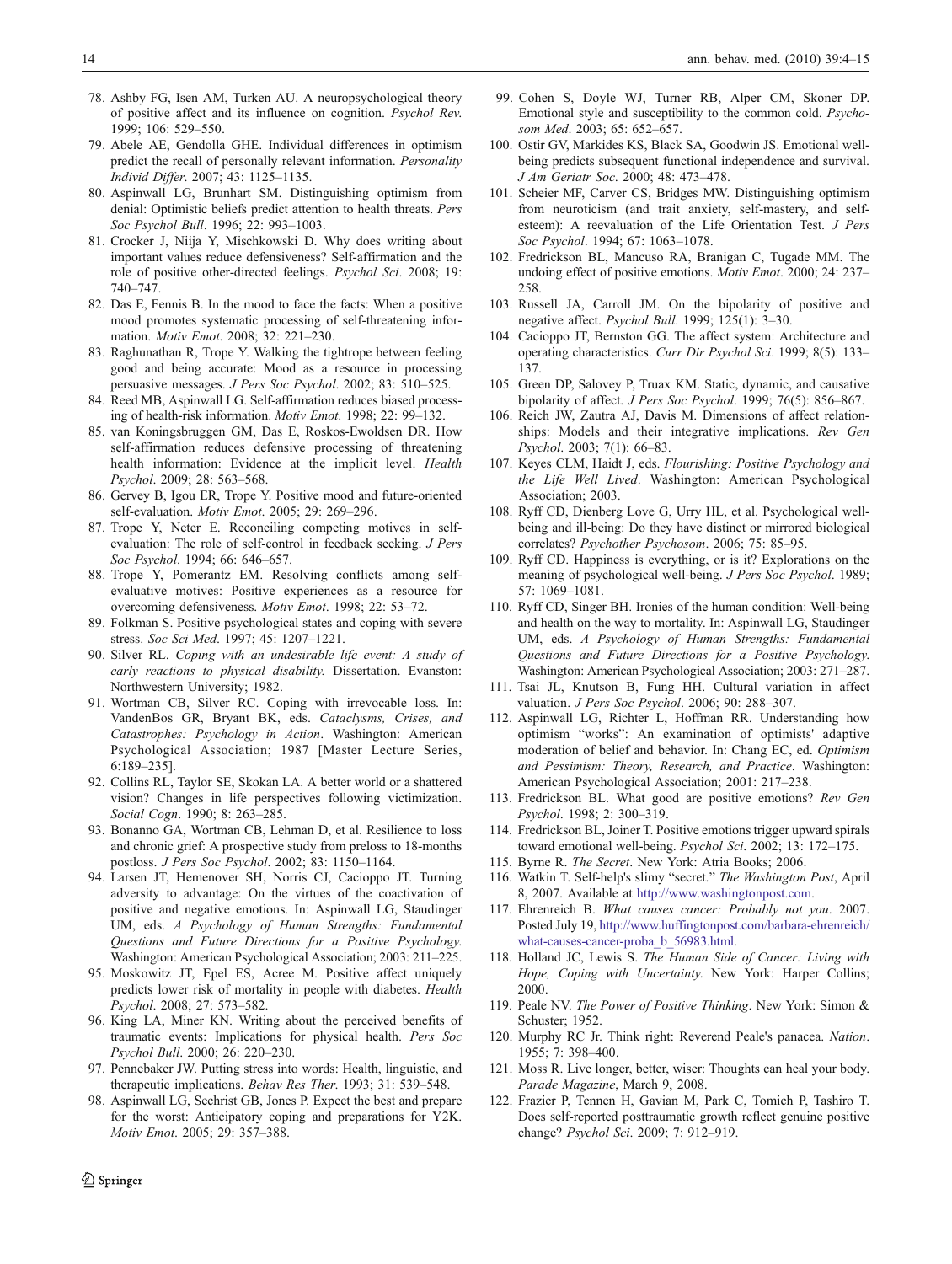78. Ashby FG, Isen AM, Turken AU. A neuropsychological theory of positive affect and its influence on cognition. *Psychol Rev*. 1999; 106: 529–550.
79. Abele AE, Gendolla GHE. Individual differences in optimism predict the recall of personally relevant information. *Personality Individ Differ*. 2007; 43: 1125–1135.
80. Aspinwall LG, Brunhart SM. Distinguishing optimism from denial: Optimistic beliefs predict attention to health threats. *Pers Soc Psychol Bull*. 1996; 22: 993–1003.
81. Crocker J, Niija Y, Mischkowski D. Why does writing about important values reduce defensiveness? Self-affirmation and the role of positive other-directed feelings. *Psychol Sci*. 2008; 19: 740–747.
82. Das E, Fennis B. In the mood to face the facts: When a positive mood promotes systematic processing of self-threatening information. *Motiv Emot*. 2008; 32: 221–230.
83. Raghunathan R, Trope Y. Walking the tightrope between feeling good and being accurate: Mood as a resource in processing persuasive messages. *J Pers Soc Psychol*. 2002; 83: 510–525.
84. Reed MB, Aspinwall LG. Self-affirmation reduces biased processing of health-risk information. *Motiv Emot*. 1998; 22: 99–132.
85. van Koningsbruggen GM, Das E, Roskos-Ewoldsen DR. How self-affirmation reduces defensive processing of threatening health information: Evidence at the implicit level. *Health Psychol*. 2009; 28: 563–568.
86. Gervey B, Igou ER, Trope Y. Positive mood and future-oriented self-evaluation. *Motiv Emot*. 2005; 29: 269–296.
87. Trope Y, Neter E. Reconciling competing motives in self-evaluation: The role of self-control in feedback seeking. *J Pers Soc Psychol*. 1994; 66: 646–657.
88. Trope Y, Pomerantz EM. Resolving conflicts among self-evaluative motives: Positive experiences as a resource for overcoming defensiveness. *Motiv Emot*. 1998; 22: 53–72.
89. Folkman S. Positive psychological states and coping with severe stress. *Soc Sci Med*. 1997; 45: 1207–1221.
90. Silver RL. *Coping with an undesirable life event: A study of early reactions to physical disability.* Dissertation. Evanston: Northwestern University; 1982.
91. Wortman CB, Silver RC. Coping with irrevocable loss. In: VandenBos GR, Bryant BK, eds. *Cataclysms, Crises, and Catastrophes: Psychology in Action*. Washington: American Psychological Association; 1987 [Master Lecture Series, 6:189–235].
92. Collins RL, Taylor SE, Skokan LA. A better world or a shattered vision? Changes in life perspectives following victimization. *Social Cogn*. 1990; 8: 263–285.
93. Bonanno GA, Wortman CB, Lehman D, et al. Resilience to loss and chronic grief: A prospective study from preloss to 18-months postloss. *J Pers Soc Psychol*. 2002; 83: 1150–1164.
94. Larsen JT, Hemenover SH, Norris CJ, Cacioppo JT. Turning adversity to advantage: On the virtues of the coactivation of positive and negative emotions. In: Aspinwall LG, Staudinger UM, eds. *A Psychology of Human Strengths: Fundamental Questions and Future Directions for a Positive Psychology*. Washington: American Psychological Association; 2003: 211–225.
95. Moskowitz JT, Epel ES, Acree M. Positive affect uniquely predicts lower risk of mortality in people with diabetes. *Health Psychol*. 2008; 27: 573–582.
96. King LA, Miner KN. Writing about the perceived benefits of traumatic events: Implications for physical health. *Pers Soc Psychol Bull*. 2000; 26: 220–230.
97. Pennebaker JW. Putting stress into words: Health, linguistic, and therapeutic implications. *Behav Res Ther*. 1993; 31: 539–548.
98. Aspinwall LG, Sechrist GB, Jones P. Expect the best and prepare for the worst: Anticipatory coping and preparations for Y2K. *Motiv Emot*. 2005; 29: 357–388.
99. Cohen S, Doyle WJ, Turner RB, Alper CM, Skoner DP. Emotional style and susceptibility to the common cold. *Psychosom Med*. 2003; 65: 652–657.
100. Ostir GV, Markides KS, Black SA, Goodwin JS. Emotional well-being predicts subsequent functional independence and survival. *J Am Geriatr Soc*. 2000; 48: 473–478.
101. Scheier MF, Carver CS, Bridges MW. Distinguishing optimism from neuroticism (and trait anxiety, self-mastery, and self-esteem): A reevaluation of the Life Orientation Test. *J Pers Soc Psychol*. 1994; 67: 1063–1078.
102. Fredrickson BL, Mancuso RA, Branigan C, Tugade MM. The undoing effect of positive emotions. *Motiv Emot*. 2000; 24: 237–258.
103. Russell JA, Carroll JM. On the bipolarity of positive and negative affect. *Psychol Bull*. 1999; 125(1): 3–30.
104. Cacioppo JT, Bernston GG. The affect system: Architecture and operating characteristics. *Curr Dir Psychol Sci*. 1999; 8(5): 133–137.
105. Green DP, Salovey P, Truax KM. Static, dynamic, and causative bipolarity of affect. *J Pers Soc Psychol*. 1999; 76(5): 856–867.
106. Reich JW, Zautra AJ, Davis M. Dimensions of affect relationships: Models and their integrative implications. *Rev Gen Psychol*. 2003; 7(1): 66–83.
107. Keyes CLM, Haidt J, eds. *Flourishing: Positive Psychology and the Life Well Lived*. Washington: American Psychological Association; 2003.
108. Ryff CD, Dienberg Love G, Urry HL, et al. Psychological well-being and ill-being: Do they have distinct or mirrored biological correlates? *Psychother Psychosom*. 2006; 75: 85–95.
109. Ryff CD. Happiness is everything, or is it? Explorations on the meaning of psychological well-being. *J Pers Soc Psychol*. 1989; 57: 1069–1081.
110. Ryff CD, Singer BH. Ironies of the human condition: Well-being and health on the way to mortality. In: Aspinwall LG, Staudinger UM, eds. *A Psychology of Human Strengths: Fundamental Questions and Future Directions for a Positive Psychology*. Washington: American Psychological Association; 2003: 271–287.
111. Tsai JL, Knutson B, Fung HH. Cultural variation in affect valuation. *J Pers Soc Psychol*. 2006; 90: 288–307.
112. Aspinwall LG, Richter L, Hoffman RR. Understanding how optimism "works": An examination of optimists' adaptive moderation of belief and behavior. In: Chang EC, ed. *Optimism and Pessimism: Theory, Research, and Practice*. Washington: American Psychological Association; 2001: 217–238.
113. Fredrickson BL. What good are positive emotions? *Rev Gen Psychol*. 1998; 2: 300–319.
114. Fredrickson BL, Joiner T. Positive emotions trigger upward spirals toward emotional well-being. *Psychol Sci*. 2002; 13: 172–175.
115. Byrne R. *The Secret*. New York: Atria Books; 2006.
116. Watkin T. Self-help's slimy "secret." *The Washington Post*, April 8, 2007. Available at http://www.washingtonpost.com.
117. Ehrenreich B. *What causes cancer: Probably not you*. 2007. Posted July 19, http://www.huffingtonpost.com/barbara-ehrenreich/what-causes-cancer-proba_b_56983.html.
118. Holland JC, Lewis S. *The Human Side of Cancer: Living with Hope, Coping with Uncertainty*. New York: Harper Collins; 2000.
119. Peale NV. *The Power of Positive Thinking*. New York: Simon & Schuster; 1952.
120. Murphy RC Jr. Think right: Reverend Peale's panacea. *Nation*. 1955; 7: 398–400.
121. Moss R. Live longer, better, wiser: Thoughts can heal your body. *Parade Magazine*, March 9, 2008.
122. Frazier P, Tennen H, Gavian M, Park C, Tomich P, Tashiro T. Does self-reported posttraumatic growth reflect genuine positive change? *Psychol Sci*. 2009; 7: 912–919.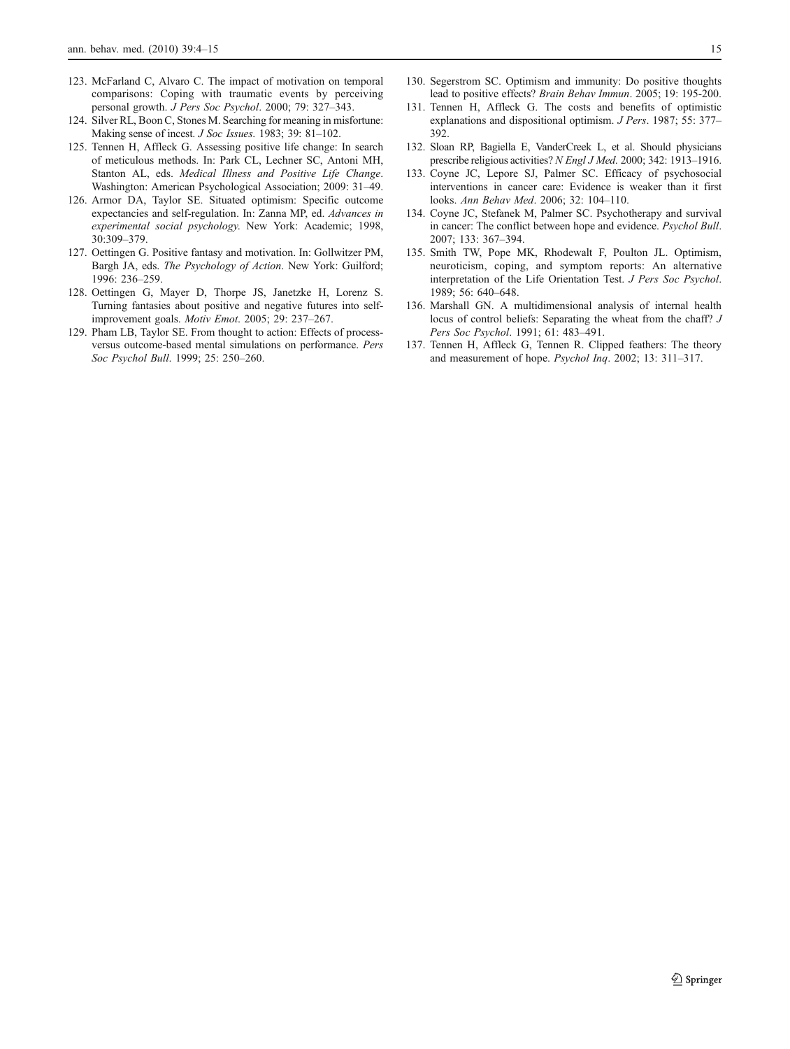123. McFarland C, Alvaro C. The impact of motivation on temporal comparisons: Coping with traumatic events by perceiving personal growth. *J Pers Soc Psychol*. 2000; 79: 327–343.
124. Silver RL, Boon C, Stones M. Searching for meaning in misfortune: Making sense of incest. *J Soc Issues*. 1983; 39: 81–102.
125. Tennen H, Affleck G. Assessing positive life change: In search of meticulous methods. In: Park CL, Lechner SC, Antoni MH, Stanton AL, eds. *Medical Illness and Positive Life Change*. Washington: American Psychological Association; 2009: 31–49.
126. Armor DA, Taylor SE. Situated optimism: Specific outcome expectancies and self-regulation. In: Zanna MP, ed. *Advances in experimental social psychology.* New York: Academic; 1998, 30:309–379.
127. Oettingen G. Positive fantasy and motivation. In: Gollwitzer PM, Bargh JA, eds. *The Psychology of Action*. New York: Guilford; 1996: 236–259.
128. Oettingen G, Mayer D, Thorpe JS, Janetzke H, Lorenz S. Turning fantasies about positive and negative futures into self-improvement goals. *Motiv Emot*. 2005; 29: 237–267.
129. Pham LB, Taylor SE. From thought to action: Effects of process-versus outcome-based mental simulations on performance. *Pers Soc Psychol Bull*. 1999; 25: 250–260.
130. Segerstrom SC. Optimism and immunity: Do positive thoughts lead to positive effects? *Brain Behav Immun*. 2005; 19: 195-200.
131. Tennen H, Affleck G. The costs and benefits of optimistic explanations and dispositional optimism. *J Pers*. 1987; 55: 377–392.
132. Sloan RP, Bagiella E, VanderCreek L, et al. Should physicians prescribe religious activities? *N Engl J Med*. 2000; 342: 1913–1916.
133. Coyne JC, Lepore SJ, Palmer SC. Efficacy of psychosocial interventions in cancer care: Evidence is weaker than it first looks. *Ann Behav Med*. 2006; 32: 104–110.
134. Coyne JC, Stefanek M, Palmer SC. Psychotherapy and survival in cancer: The conflict between hope and evidence. *Psychol Bull*. 2007; 133: 367–394.
135. Smith TW, Pope MK, Rhodewalt F, Poulton JL. Optimism, neuroticism, coping, and symptom reports: An alternative interpretation of the Life Orientation Test. *J Pers Soc Psychol*. 1989; 56: 640–648.
136. Marshall GN. A multidimensional analysis of internal health locus of control beliefs: Separating the wheat from the chaff? *J Pers Soc Psychol*. 1991; 61: 483–491.
137. Tennen H, Affleck G, Tennen R. Clipped feathers: The theory and measurement of hope. *Psychol Inq*. 2002; 13: 311–317.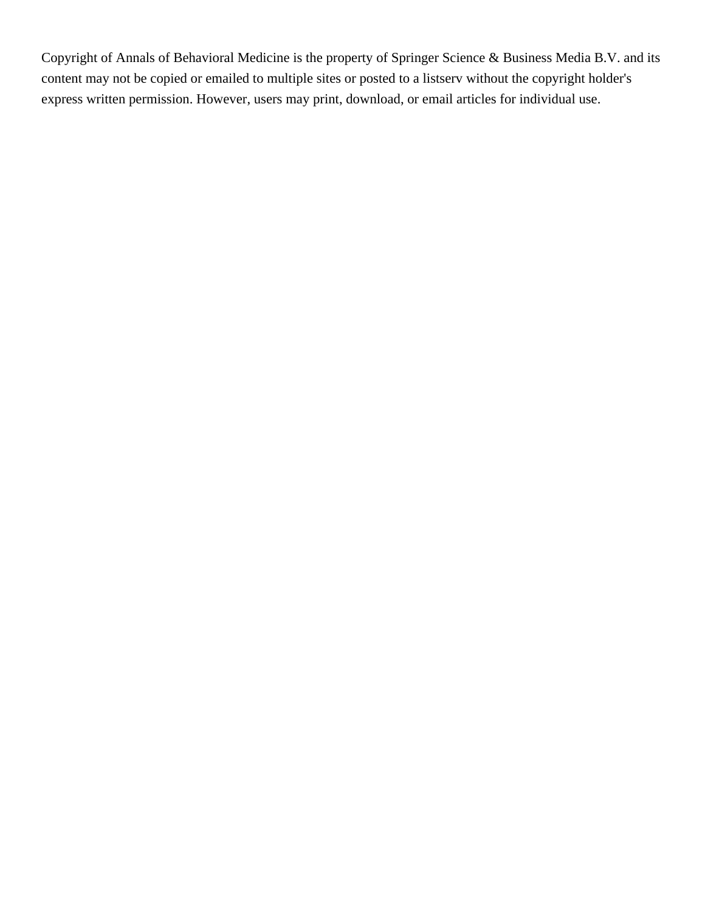Copyright of Annals of Behavioral Medicine is the property of Springer Science & Business Media B.V. and its content may not be copied or emailed to multiple sites or posted to a listserv without the copyright holder's express written permission. However, users may print, download, or email articles for individual use.